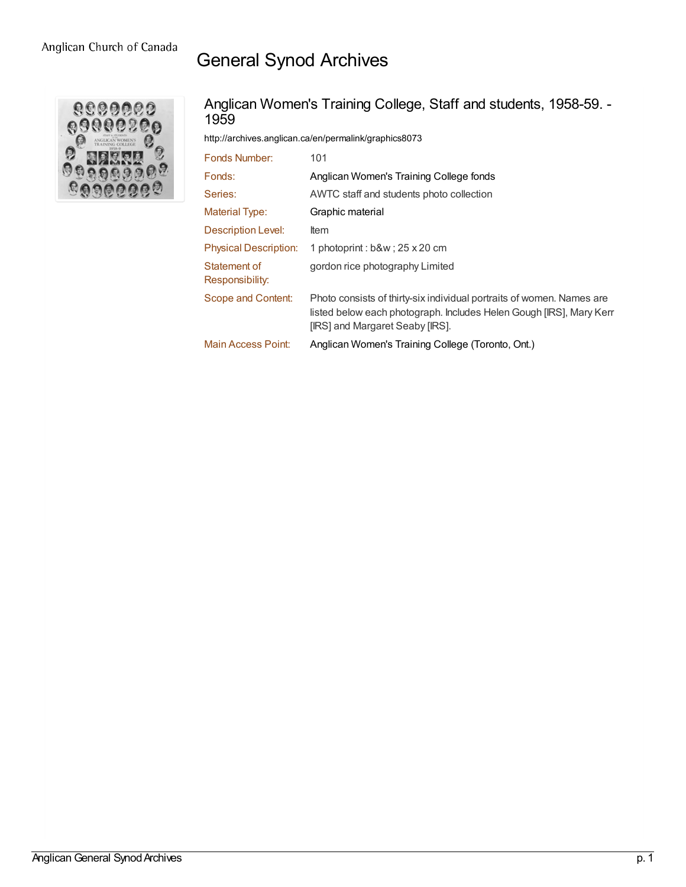Anglican Church of Canada

# General Synod Archives

## Anglican Women's Training College, Staff and students, 1958-59. - 1959

http://archives.anglican.ca/en/permalink/graphics8073

| | |
|---|---|
| Fonds Number: | 101 |
| Fonds: | Anglican Women's Training College fonds |
| Series: | AWTC staff and students photo collection |
| Material Type: | Graphic material |
| Description Level: | Item |
| Physical Description: | 1 photoprint : b&w ; 25 x 20 cm |
| Statement of Responsibility: | gordon rice photography Limited |
| Scope and Content: | Photo consists of thirty-six individual portraits of women. Names are listed below each photograph. Includes Helen Gough [IRS], Mary Kerr [IRS] and Margaret Seaby [IRS]. |
| Main Access Point: | Anglican Women's Training College (Toronto, Ont.) |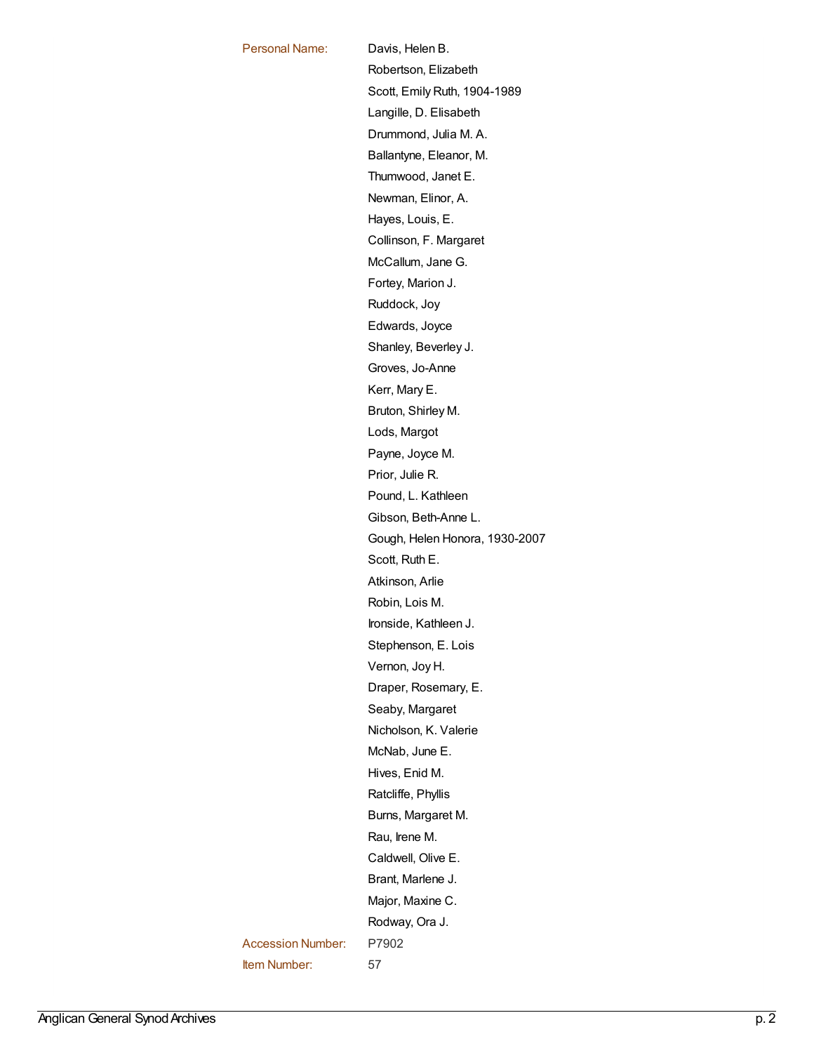Personal Name: Davis, Helen B.
Robertson, Elizabeth
Scott, Emily Ruth, 1904-1989
Langille, D. Elisabeth
Drummond, Julia M. A.
Ballantyne, Eleanor, M.
Thumwood, Janet E.
Newman, Elinor, A.
Hayes, Louis, E.
Collinson, F. Margaret
McCallum, Jane G.
Fortey, Marion J.
Ruddock, Joy
Edwards, Joyce
Shanley, Beverley J.
Groves, Jo-Anne
Kerr, Mary E.
Bruton, Shirley M.
Lods, Margot
Payne, Joyce M.
Prior, Julie R.
Pound, L. Kathleen
Gibson, Beth-Anne L.
Gough, Helen Honora, 1930-2007
Scott, Ruth E.
Atkinson, Arlie
Robin, Lois M.
Ironside, Kathleen J.
Stephenson, E. Lois
Vernon, Joy H.
Draper, Rosemary, E.
Seaby, Margaret
Nicholson, K. Valerie
McNab, June E.
Hives, Enid M.
Ratcliffe, Phyllis
Burns, Margaret M.
Rau, Irene M.
Caldwell, Olive E.
Brant, Marlene J.
Major, Maxine C.
Rodway, Ora J.

Accession Number: P7902

Item Number: 57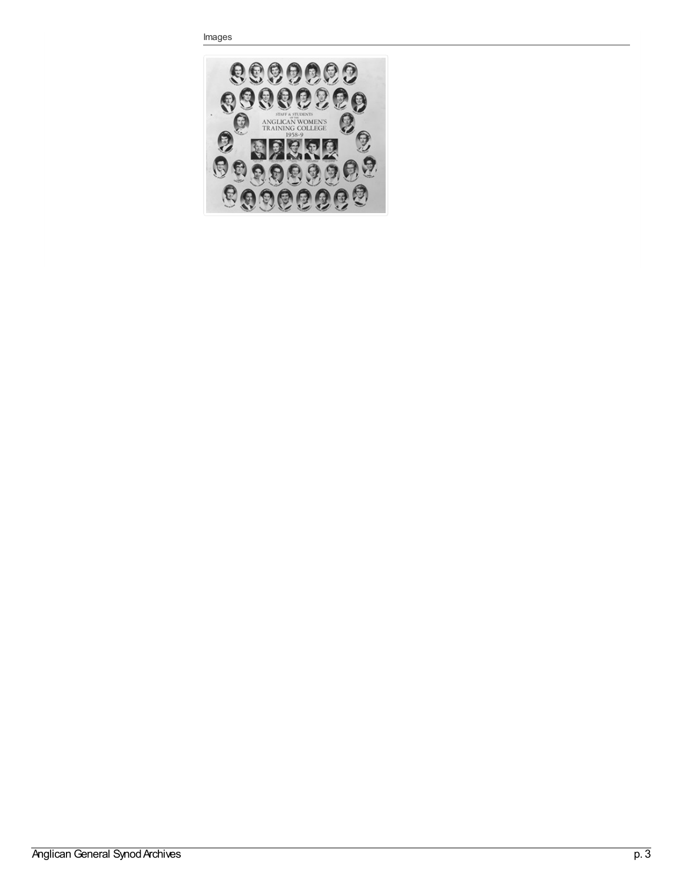Images